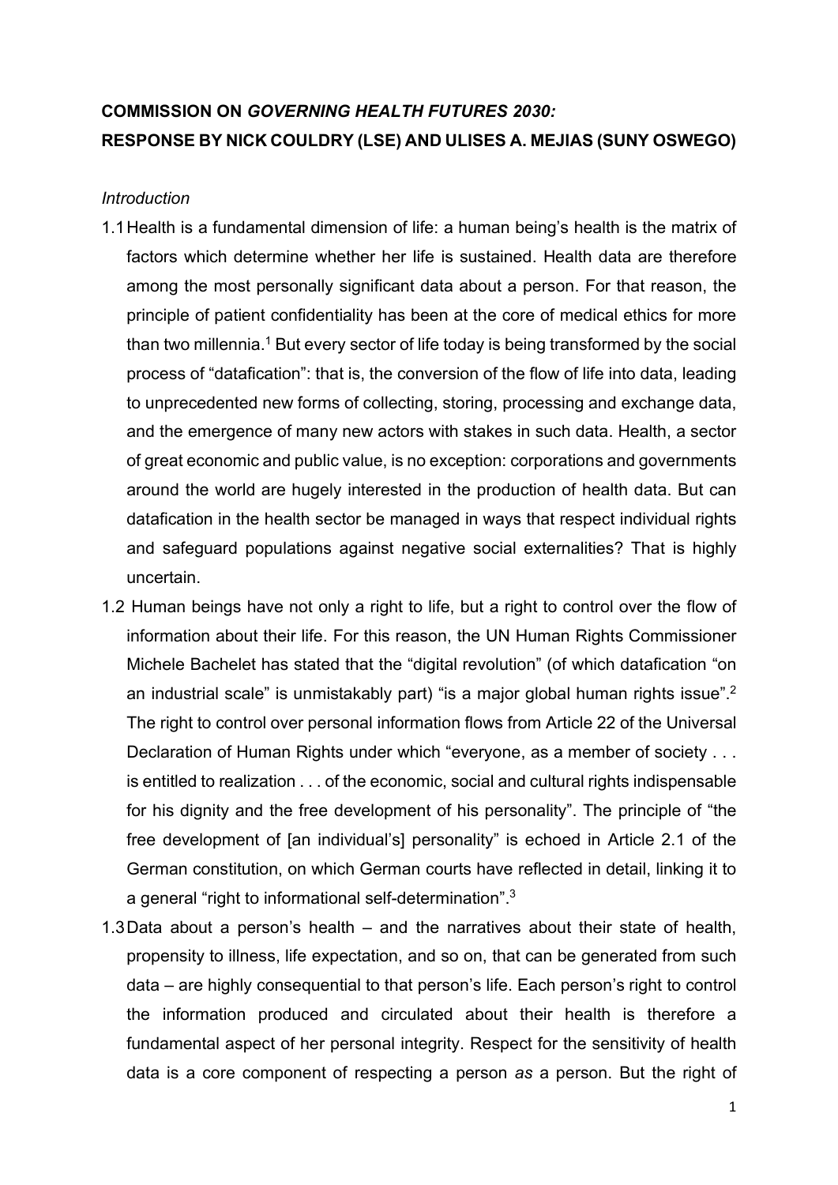**COMMISSION ON *GOVERNING HEALTH FUTURES 2030:***
**RESPONSE BY NICK COULDRY (LSE) AND ULISES A. MEJIAS (SUNY OSWEGO)**

*Introduction*

1.1 Health is a fundamental dimension of life: a human being's health is the matrix of factors which determine whether her life is sustained. Health data are therefore among the most personally significant data about a person. For that reason, the principle of patient confidentiality has been at the core of medical ethics for more than two millennia.[1] But every sector of life today is being transformed by the social process of "datafication": that is, the conversion of the flow of life into data, leading to unprecedented new forms of collecting, storing, processing and exchange data, and the emergence of many new actors with stakes in such data. Health, a sector of great economic and public value, is no exception: corporations and governments around the world are hugely interested in the production of health data. But can datafication in the health sector be managed in ways that respect individual rights and safeguard populations against negative social externalities? That is highly uncertain.

1.2 Human beings have not only a right to life, but a right to control over the flow of information about their life. For this reason, the UN Human Rights Commissioner Michele Bachelet has stated that the "digital revolution" (of which datafication "on an industrial scale" is unmistakably part) "is a major global human rights issue".[2] The right to control over personal information flows from Article 22 of the Universal Declaration of Human Rights under which "everyone, as a member of society . . . is entitled to realization . . . of the economic, social and cultural rights indispensable for his dignity and the free development of his personality". The principle of "the free development of [an individual's] personality" is echoed in Article 2.1 of the German constitution, on which German courts have reflected in detail, linking it to a general "right to informational self-determination".[3]

1.3 Data about a person's health – and the narratives about their state of health, propensity to illness, life expectation, and so on, that can be generated from such data – are highly consequential to that person's life. Each person's right to control the information produced and circulated about their health is therefore a fundamental aspect of her personal integrity. Respect for the sensitivity of health data is a core component of respecting a person *as* a person. But the right of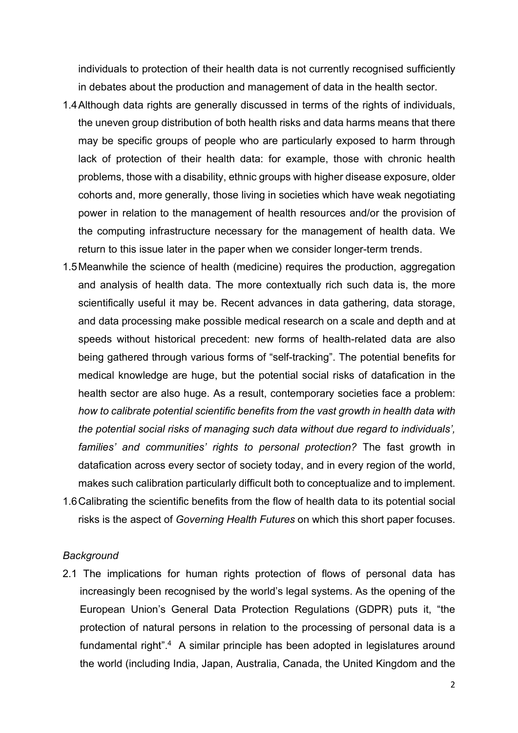individuals to protection of their health data is not currently recognised sufficiently in debates about the production and management of data in the health sector.

1.4 Although data rights are generally discussed in terms of the rights of individuals, the uneven group distribution of both health risks and data harms means that there may be specific groups of people who are particularly exposed to harm through lack of protection of their health data: for example, those with chronic health problems, those with a disability, ethnic groups with higher disease exposure, older cohorts and, more generally, those living in societies which have weak negotiating power in relation to the management of health resources and/or the provision of the computing infrastructure necessary for the management of health data. We return to this issue later in the paper when we consider longer-term trends.

1.5 Meanwhile the science of health (medicine) requires the production, aggregation and analysis of health data. The more contextually rich such data is, the more scientifically useful it may be. Recent advances in data gathering, data storage, and data processing make possible medical research on a scale and depth and at speeds without historical precedent: new forms of health-related data are also being gathered through various forms of "self-tracking". The potential benefits for medical knowledge are huge, but the potential social risks of datafication in the health sector are also huge. As a result, contemporary societies face a problem: *how to calibrate potential scientific benefits from the vast growth in health data with the potential social risks of managing such data without due regard to individuals', families' and communities' rights to personal protection?* The fast growth in datafication across every sector of society today, and in every region of the world, makes such calibration particularly difficult both to conceptualize and to implement.

1.6 Calibrating the scientific benefits from the flow of health data to its potential social risks is the aspect of *Governing Health Futures* on which this short paper focuses.

*Background*

2.1 The implications for human rights protection of flows of personal data has increasingly been recognised by the world's legal systems. As the opening of the European Union's General Data Protection Regulations (GDPR) puts it, "the protection of natural persons in relation to the processing of personal data is a fundamental right".[4] A similar principle has been adopted in legislatures around the world (including India, Japan, Australia, Canada, the United Kingdom and the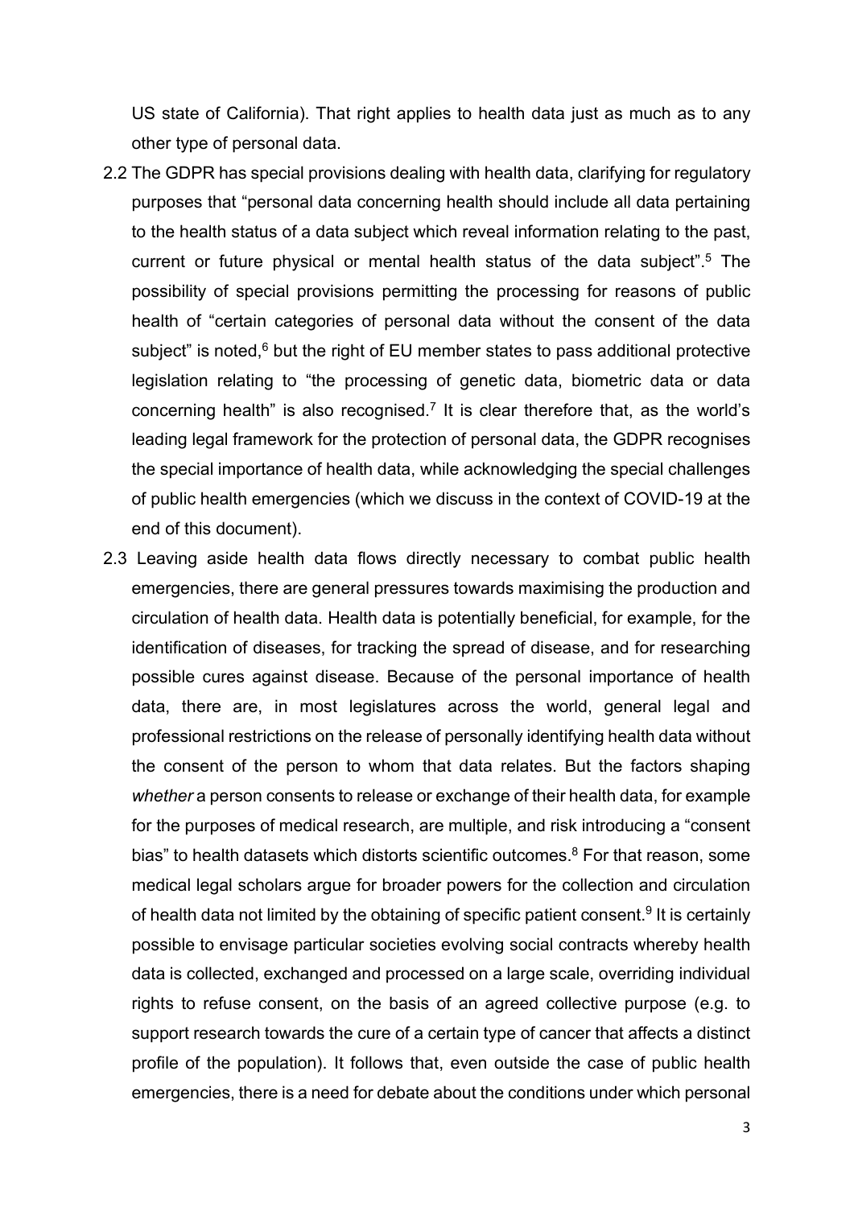US state of California). That right applies to health data just as much as to any other type of personal data.

2.2 The GDPR has special provisions dealing with health data, clarifying for regulatory purposes that "personal data concerning health should include all data pertaining to the health status of a data subject which reveal information relating to the past, current or future physical or mental health status of the data subject".[5] The possibility of special provisions permitting the processing for reasons of public health of "certain categories of personal data without the consent of the data subject" is noted,[6] but the right of EU member states to pass additional protective legislation relating to "the processing of genetic data, biometric data or data concerning health" is also recognised.[7] It is clear therefore that, as the world's leading legal framework for the protection of personal data, the GDPR recognises the special importance of health data, while acknowledging the special challenges of public health emergencies (which we discuss in the context of COVID-19 at the end of this document).

2.3 Leaving aside health data flows directly necessary to combat public health emergencies, there are general pressures towards maximising the production and circulation of health data. Health data is potentially beneficial, for example, for the identification of diseases, for tracking the spread of disease, and for researching possible cures against disease. Because of the personal importance of health data, there are, in most legislatures across the world, general legal and professional restrictions on the release of personally identifying health data without the consent of the person to whom that data relates. But the factors shaping *whether* a person consents to release or exchange of their health data, for example for the purposes of medical research, are multiple, and risk introducing a "consent bias" to health datasets which distorts scientific outcomes.[8] For that reason, some medical legal scholars argue for broader powers for the collection and circulation of health data not limited by the obtaining of specific patient consent.[9] It is certainly possible to envisage particular societies evolving social contracts whereby health data is collected, exchanged and processed on a large scale, overriding individual rights to refuse consent, on the basis of an agreed collective purpose (e.g. to support research towards the cure of a certain type of cancer that affects a distinct profile of the population). It follows that, even outside the case of public health emergencies, there is a need for debate about the conditions under which personal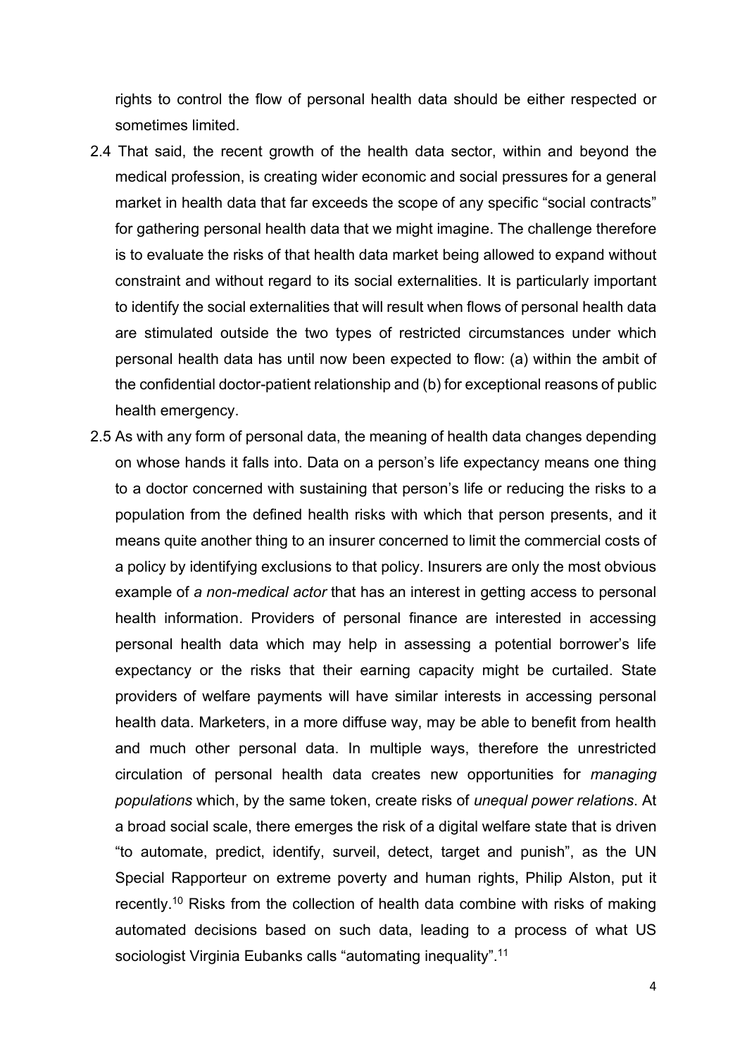rights to control the flow of personal health data should be either respected or sometimes limited.

2.4 That said, the recent growth of the health data sector, within and beyond the medical profession, is creating wider economic and social pressures for a general market in health data that far exceeds the scope of any specific "social contracts" for gathering personal health data that we might imagine. The challenge therefore is to evaluate the risks of that health data market being allowed to expand without constraint and without regard to its social externalities. It is particularly important to identify the social externalities that will result when flows of personal health data are stimulated outside the two types of restricted circumstances under which personal health data has until now been expected to flow: (a) within the ambit of the confidential doctor-patient relationship and (b) for exceptional reasons of public health emergency.

2.5 As with any form of personal data, the meaning of health data changes depending on whose hands it falls into. Data on a person's life expectancy means one thing to a doctor concerned with sustaining that person's life or reducing the risks to a population from the defined health risks with which that person presents, and it means quite another thing to an insurer concerned to limit the commercial costs of a policy by identifying exclusions to that policy. Insurers are only the most obvious example of *a non-medical actor* that has an interest in getting access to personal health information. Providers of personal finance are interested in accessing personal health data which may help in assessing a potential borrower's life expectancy or the risks that their earning capacity might be curtailed. State providers of welfare payments will have similar interests in accessing personal health data. Marketers, in a more diffuse way, may be able to benefit from health and much other personal data. In multiple ways, therefore the unrestricted circulation of personal health data creates new opportunities for *managing populations* which, by the same token, create risks of *unequal power relations*. At a broad social scale, there emerges the risk of a digital welfare state that is driven "to automate, predict, identify, surveil, detect, target and punish", as the UN Special Rapporteur on extreme poverty and human rights, Philip Alston, put it recently.[10] Risks from the collection of health data combine with risks of making automated decisions based on such data, leading to a process of what US sociologist Virginia Eubanks calls "automating inequality".[11]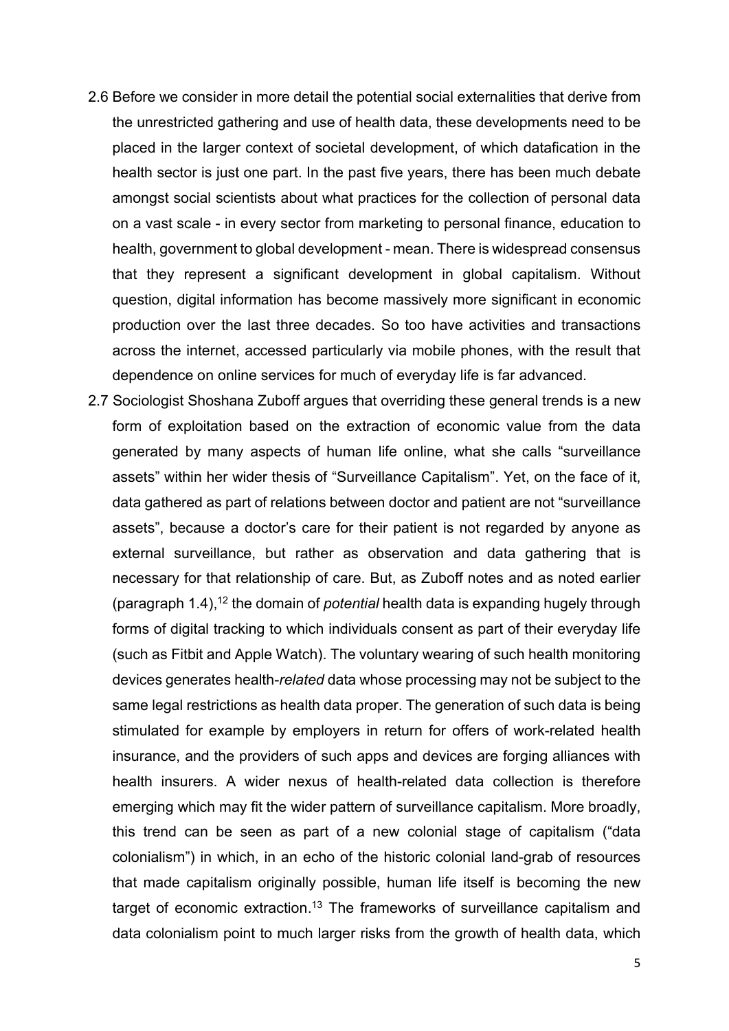2.6 Before we consider in more detail the potential social externalities that derive from the unrestricted gathering and use of health data, these developments need to be placed in the larger context of societal development, of which datafication in the health sector is just one part. In the past five years, there has been much debate amongst social scientists about what practices for the collection of personal data on a vast scale - in every sector from marketing to personal finance, education to health, government to global development - mean. There is widespread consensus that they represent a significant development in global capitalism. Without question, digital information has become massively more significant in economic production over the last three decades. So too have activities and transactions across the internet, accessed particularly via mobile phones, with the result that dependence on online services for much of everyday life is far advanced.

2.7 Sociologist Shoshana Zuboff argues that overriding these general trends is a new form of exploitation based on the extraction of economic value from the data generated by many aspects of human life online, what she calls "surveillance assets" within her wider thesis of "Surveillance Capitalism". Yet, on the face of it, data gathered as part of relations between doctor and patient are not "surveillance assets", because a doctor's care for their patient is not regarded by anyone as external surveillance, but rather as observation and data gathering that is necessary for that relationship of care. But, as Zuboff notes and as noted earlier (paragraph 1.4),[12] the domain of *potential* health data is expanding hugely through forms of digital tracking to which individuals consent as part of their everyday life (such as Fitbit and Apple Watch). The voluntary wearing of such health monitoring devices generates health-*related* data whose processing may not be subject to the same legal restrictions as health data proper. The generation of such data is being stimulated for example by employers in return for offers of work-related health insurance, and the providers of such apps and devices are forging alliances with health insurers. A wider nexus of health-related data collection is therefore emerging which may fit the wider pattern of surveillance capitalism. More broadly, this trend can be seen as part of a new colonial stage of capitalism ("data colonialism") in which, in an echo of the historic colonial land-grab of resources that made capitalism originally possible, human life itself is becoming the new target of economic extraction.[13] The frameworks of surveillance capitalism and data colonialism point to much larger risks from the growth of health data, which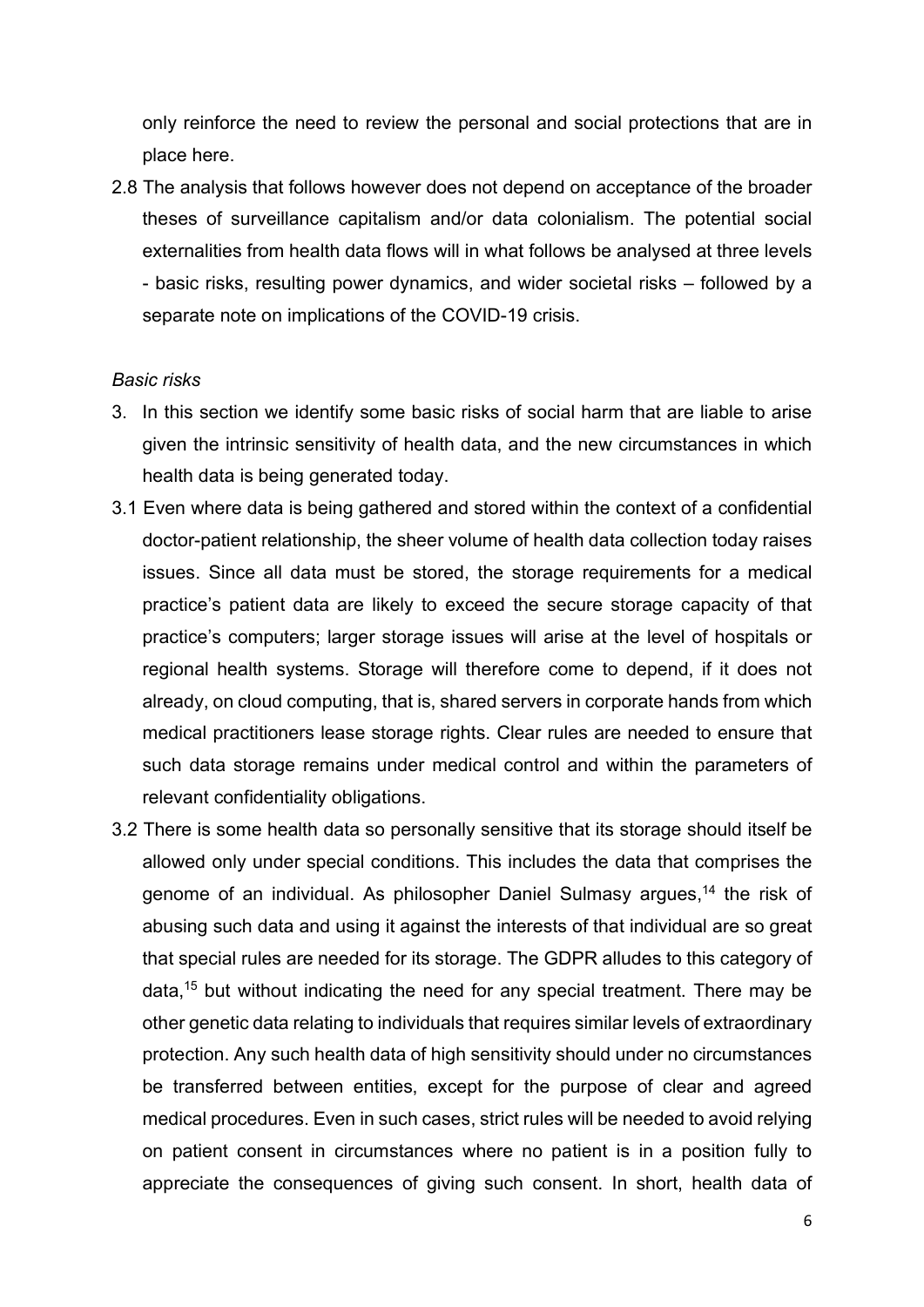only reinforce the need to review the personal and social protections that are in place here.

2.8 The analysis that follows however does not depend on acceptance of the broader theses of surveillance capitalism and/or data colonialism. The potential social externalities from health data flows will in what follows be analysed at three levels - basic risks, resulting power dynamics, and wider societal risks – followed by a separate note on implications of the COVID-19 crisis.

*Basic risks*

3. In this section we identify some basic risks of social harm that are liable to arise given the intrinsic sensitivity of health data, and the new circumstances in which health data is being generated today.

3.1 Even where data is being gathered and stored within the context of a confidential doctor-patient relationship, the sheer volume of health data collection today raises issues. Since all data must be stored, the storage requirements for a medical practice's patient data are likely to exceed the secure storage capacity of that practice's computers; larger storage issues will arise at the level of hospitals or regional health systems. Storage will therefore come to depend, if it does not already, on cloud computing, that is, shared servers in corporate hands from which medical practitioners lease storage rights. Clear rules are needed to ensure that such data storage remains under medical control and within the parameters of relevant confidentiality obligations.

3.2 There is some health data so personally sensitive that its storage should itself be allowed only under special conditions. This includes the data that comprises the genome of an individual. As philosopher Daniel Sulmasy argues,[14] the risk of abusing such data and using it against the interests of that individual are so great that special rules are needed for its storage. The GDPR alludes to this category of data,[15] but without indicating the need for any special treatment. There may be other genetic data relating to individuals that requires similar levels of extraordinary protection. Any such health data of high sensitivity should under no circumstances be transferred between entities, except for the purpose of clear and agreed medical procedures. Even in such cases, strict rules will be needed to avoid relying on patient consent in circumstances where no patient is in a position fully to appreciate the consequences of giving such consent. In short, health data of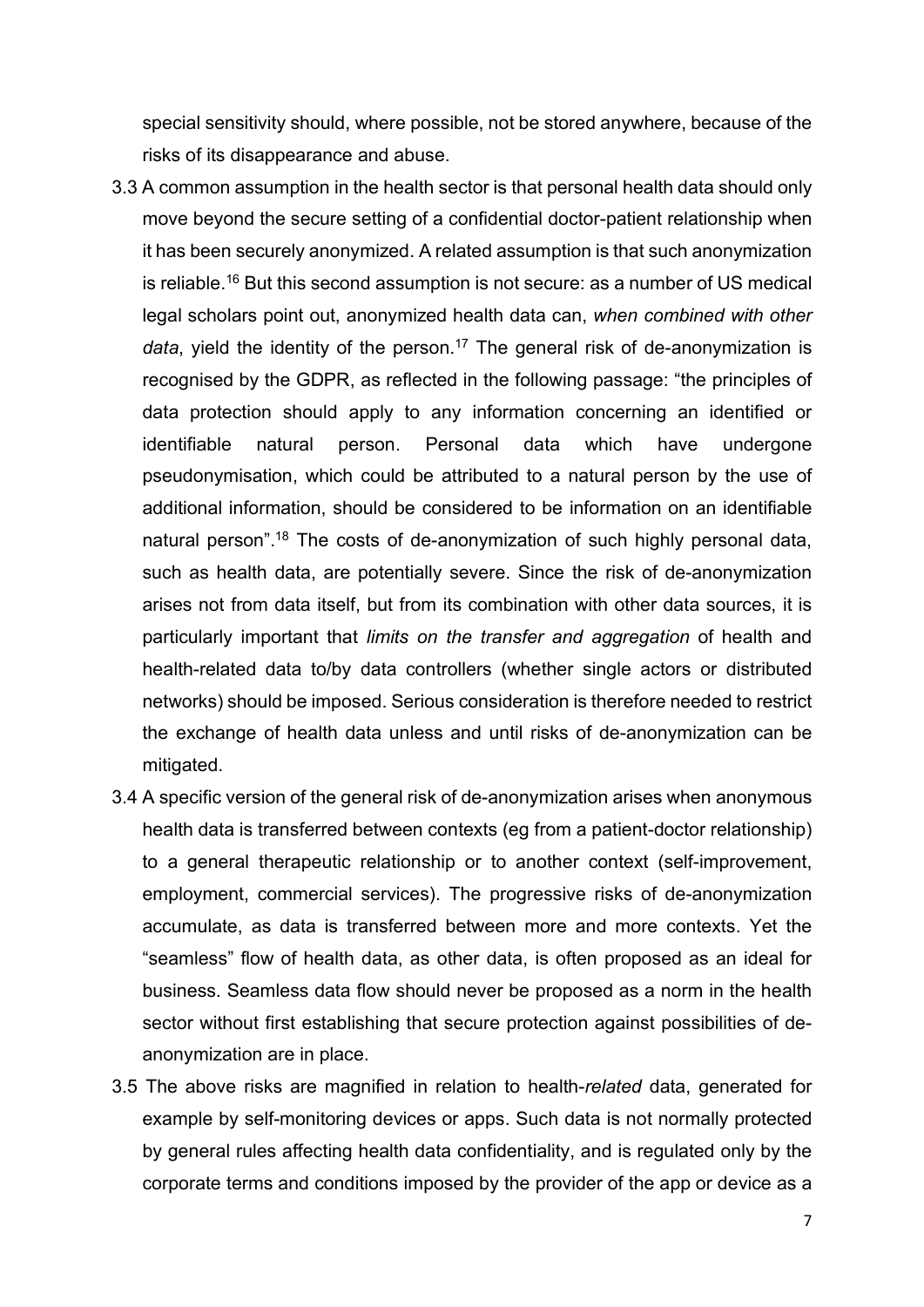special sensitivity should, where possible, not be stored anywhere, because of the risks of its disappearance and abuse.

3.3 A common assumption in the health sector is that personal health data should only move beyond the secure setting of a confidential doctor-patient relationship when it has been securely anonymized. A related assumption is that such anonymization is reliable.[16] But this second assumption is not secure: as a number of US medical legal scholars point out, anonymized health data can, *when combined with other data*, yield the identity of the person.[17] The general risk of de-anonymization is recognised by the GDPR, as reflected in the following passage: "the principles of data protection should apply to any information concerning an identified or identifiable natural person. Personal data which have undergone pseudonymisation, which could be attributed to a natural person by the use of additional information, should be considered to be information on an identifiable natural person".[18] The costs of de-anonymization of such highly personal data, such as health data, are potentially severe. Since the risk of de-anonymization arises not from data itself, but from its combination with other data sources, it is particularly important that *limits on the transfer and aggregation* of health and health-related data to/by data controllers (whether single actors or distributed networks) should be imposed. Serious consideration is therefore needed to restrict the exchange of health data unless and until risks of de-anonymization can be mitigated.

3.4 A specific version of the general risk of de-anonymization arises when anonymous health data is transferred between contexts (eg from a patient-doctor relationship) to a general therapeutic relationship or to another context (self-improvement, employment, commercial services). The progressive risks of de-anonymization accumulate, as data is transferred between more and more contexts. Yet the "seamless" flow of health data, as other data, is often proposed as an ideal for business. Seamless data flow should never be proposed as a norm in the health sector without first establishing that secure protection against possibilities of de-anonymization are in place.

3.5 The above risks are magnified in relation to health-*related* data, generated for example by self-monitoring devices or apps. Such data is not normally protected by general rules affecting health data confidentiality, and is regulated only by the corporate terms and conditions imposed by the provider of the app or device as a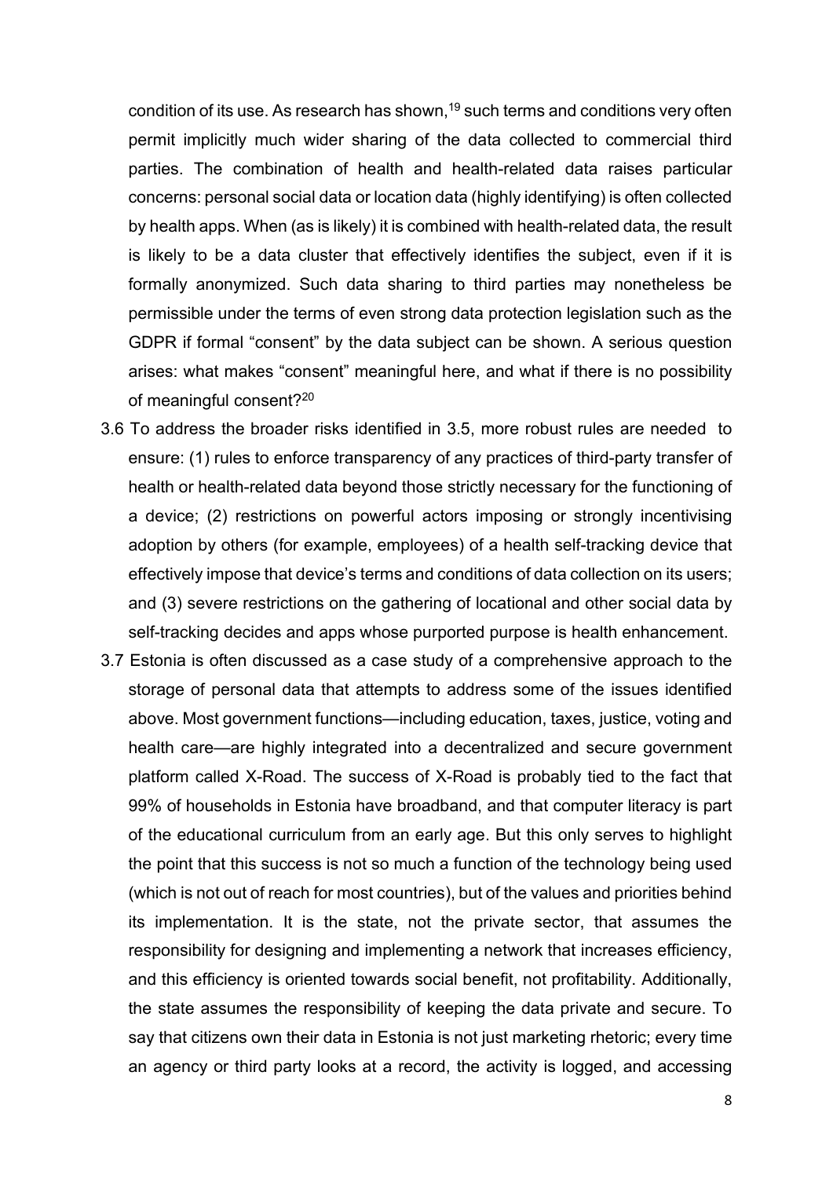condition of its use. As research has shown,[19] such terms and conditions very often permit implicitly much wider sharing of the data collected to commercial third parties. The combination of health and health-related data raises particular concerns: personal social data or location data (highly identifying) is often collected by health apps. When (as is likely) it is combined with health-related data, the result is likely to be a data cluster that effectively identifies the subject, even if it is formally anonymized. Such data sharing to third parties may nonetheless be permissible under the terms of even strong data protection legislation such as the GDPR if formal "consent" by the data subject can be shown. A serious question arises: what makes "consent" meaningful here, and what if there is no possibility of meaningful consent?[20]

3.6 To address the broader risks identified in 3.5, more robust rules are needed to ensure: (1) rules to enforce transparency of any practices of third-party transfer of health or health-related data beyond those strictly necessary for the functioning of a device; (2) restrictions on powerful actors imposing or strongly incentivising adoption by others (for example, employees) of a health self-tracking device that effectively impose that device's terms and conditions of data collection on its users; and (3) severe restrictions on the gathering of locational and other social data by self-tracking decides and apps whose purported purpose is health enhancement.

3.7 Estonia is often discussed as a case study of a comprehensive approach to the storage of personal data that attempts to address some of the issues identified above. Most government functions—including education, taxes, justice, voting and health care—are highly integrated into a decentralized and secure government platform called X-Road. The success of X-Road is probably tied to the fact that 99% of households in Estonia have broadband, and that computer literacy is part of the educational curriculum from an early age. But this only serves to highlight the point that this success is not so much a function of the technology being used (which is not out of reach for most countries), but of the values and priorities behind its implementation. It is the state, not the private sector, that assumes the responsibility for designing and implementing a network that increases efficiency, and this efficiency is oriented towards social benefit, not profitability. Additionally, the state assumes the responsibility of keeping the data private and secure. To say that citizens own their data in Estonia is not just marketing rhetoric; every time an agency or third party looks at a record, the activity is logged, and accessing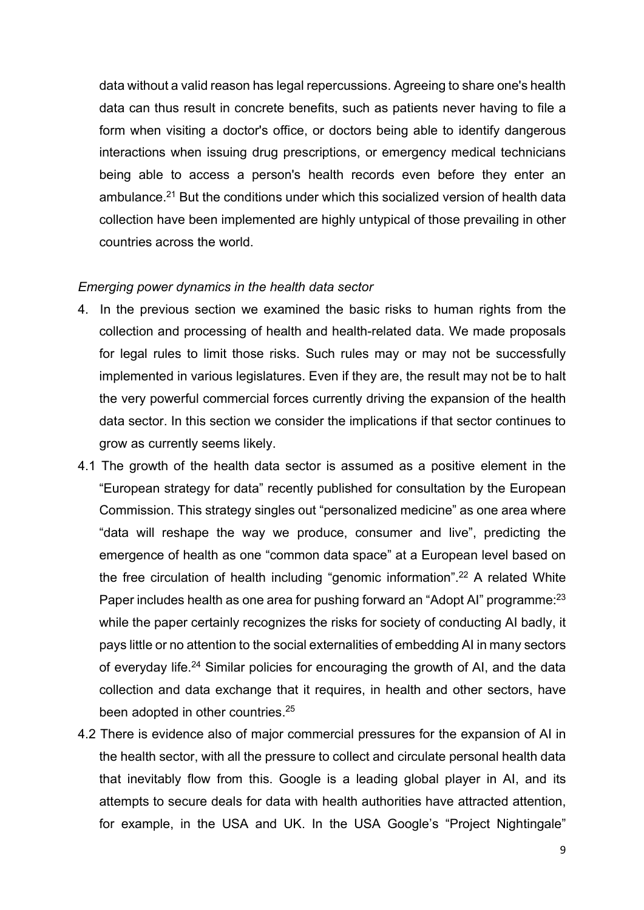data without a valid reason has legal repercussions. Agreeing to share one's health data can thus result in concrete benefits, such as patients never having to file a form when visiting a doctor's office, or doctors being able to identify dangerous interactions when issuing drug prescriptions, or emergency medical technicians being able to access a person's health records even before they enter an ambulance.[21] But the conditions under which this socialized version of health data collection have been implemented are highly untypical of those prevailing in other countries across the world.

*Emerging power dynamics in the health data sector*

4. In the previous section we examined the basic risks to human rights from the collection and processing of health and health-related data. We made proposals for legal rules to limit those risks. Such rules may or may not be successfully implemented in various legislatures. Even if they are, the result may not be to halt the very powerful commercial forces currently driving the expansion of the health data sector. In this section we consider the implications if that sector continues to grow as currently seems likely.

4.1 The growth of the health data sector is assumed as a positive element in the "European strategy for data" recently published for consultation by the European Commission. This strategy singles out "personalized medicine" as one area where "data will reshape the way we produce, consumer and live", predicting the emergence of health as one "common data space" at a European level based on the free circulation of health including "genomic information".[22] A related White Paper includes health as one area for pushing forward an "Adopt AI" programme:[23] while the paper certainly recognizes the risks for society of conducting AI badly, it pays little or no attention to the social externalities of embedding AI in many sectors of everyday life.[24] Similar policies for encouraging the growth of AI, and the data collection and data exchange that it requires, in health and other sectors, have been adopted in other countries.[25]

4.2 There is evidence also of major commercial pressures for the expansion of AI in the health sector, with all the pressure to collect and circulate personal health data that inevitably flow from this. Google is a leading global player in AI, and its attempts to secure deals for data with health authorities have attracted attention, for example, in the USA and UK. In the USA Google's "Project Nightingale"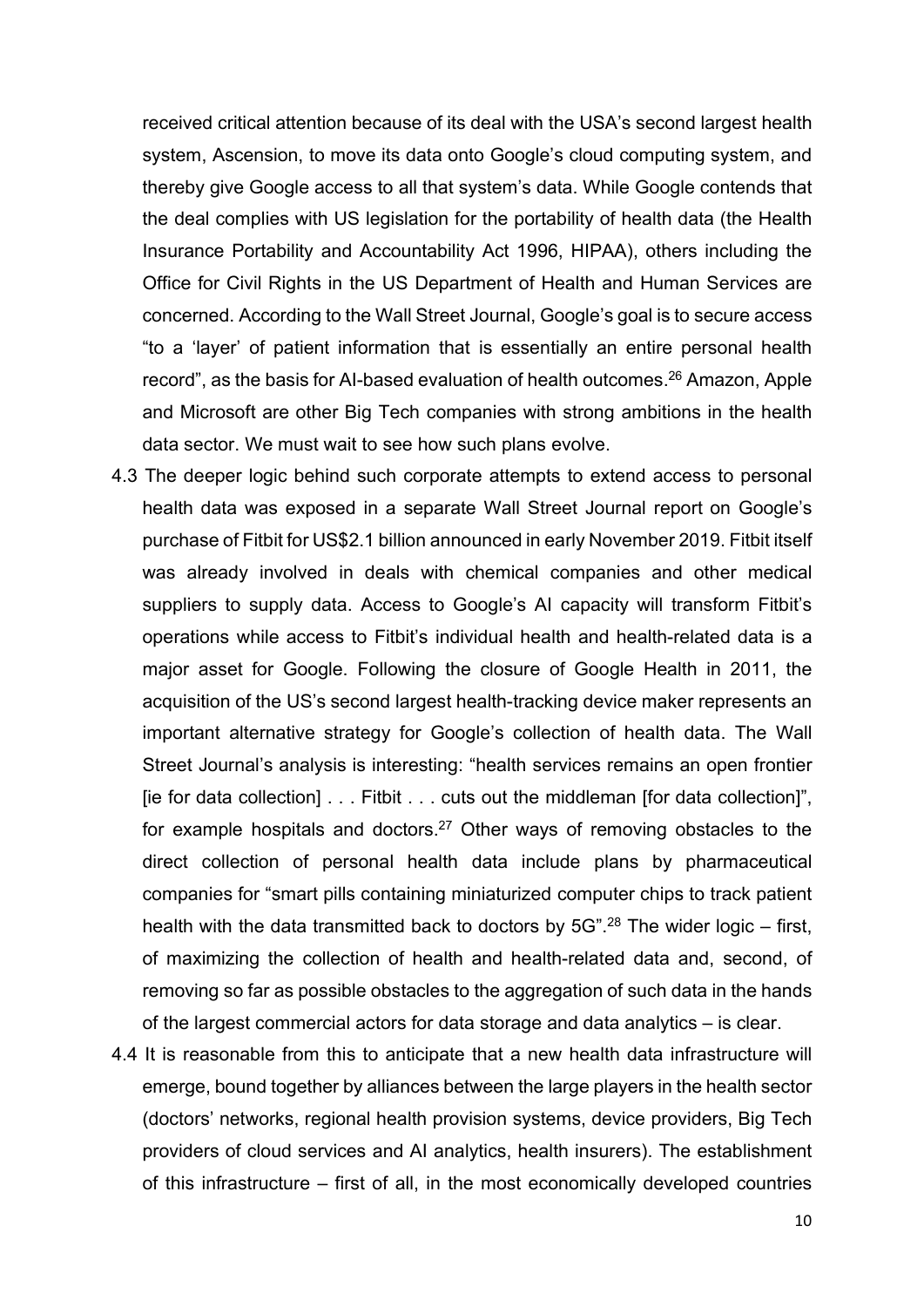received critical attention because of its deal with the USA's second largest health system, Ascension, to move its data onto Google's cloud computing system, and thereby give Google access to all that system's data. While Google contends that the deal complies with US legislation for the portability of health data (the Health Insurance Portability and Accountability Act 1996, HIPAA), others including the Office for Civil Rights in the US Department of Health and Human Services are concerned. According to the Wall Street Journal, Google's goal is to secure access "to a 'layer' of patient information that is essentially an entire personal health record", as the basis for AI-based evaluation of health outcomes.[26] Amazon, Apple and Microsoft are other Big Tech companies with strong ambitions in the health data sector. We must wait to see how such plans evolve.

4.3 The deeper logic behind such corporate attempts to extend access to personal health data was exposed in a separate Wall Street Journal report on Google's purchase of Fitbit for US$2.1 billion announced in early November 2019. Fitbit itself was already involved in deals with chemical companies and other medical suppliers to supply data. Access to Google's AI capacity will transform Fitbit's operations while access to Fitbit's individual health and health-related data is a major asset for Google. Following the closure of Google Health in 2011, the acquisition of the US's second largest health-tracking device maker represents an important alternative strategy for Google's collection of health data. The Wall Street Journal's analysis is interesting: "health services remains an open frontier [ie for data collection] . . . Fitbit . . . cuts out the middleman [for data collection]", for example hospitals and doctors.[27] Other ways of removing obstacles to the direct collection of personal health data include plans by pharmaceutical companies for "smart pills containing miniaturized computer chips to track patient health with the data transmitted back to doctors by 5G".[28] The wider logic – first, of maximizing the collection of health and health-related data and, second, of removing so far as possible obstacles to the aggregation of such data in the hands of the largest commercial actors for data storage and data analytics – is clear.

4.4 It is reasonable from this to anticipate that a new health data infrastructure will emerge, bound together by alliances between the large players in the health sector (doctors' networks, regional health provision systems, device providers, Big Tech providers of cloud services and AI analytics, health insurers). The establishment of this infrastructure – first of all, in the most economically developed countries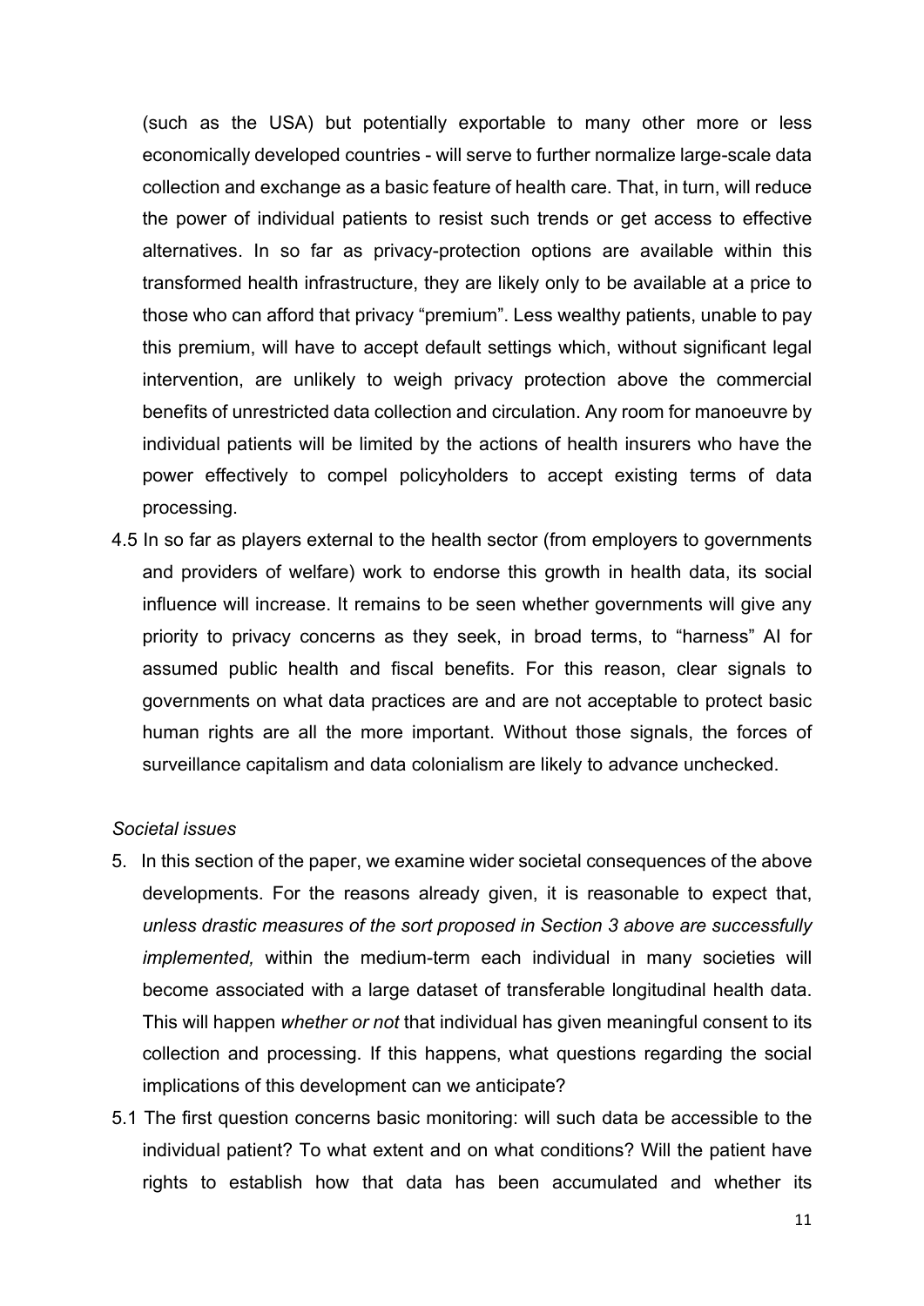(such as the USA) but potentially exportable to many other more or less economically developed countries - will serve to further normalize large-scale data collection and exchange as a basic feature of health care. That, in turn, will reduce the power of individual patients to resist such trends or get access to effective alternatives. In so far as privacy-protection options are available within this transformed health infrastructure, they are likely only to be available at a price to those who can afford that privacy "premium". Less wealthy patients, unable to pay this premium, will have to accept default settings which, without significant legal intervention, are unlikely to weigh privacy protection above the commercial benefits of unrestricted data collection and circulation. Any room for manoeuvre by individual patients will be limited by the actions of health insurers who have the power effectively to compel policyholders to accept existing terms of data processing.

4.5 In so far as players external to the health sector (from employers to governments and providers of welfare) work to endorse this growth in health data, its social influence will increase. It remains to be seen whether governments will give any priority to privacy concerns as they seek, in broad terms, to "harness" AI for assumed public health and fiscal benefits. For this reason, clear signals to governments on what data practices are and are not acceptable to protect basic human rights are all the more important. Without those signals, the forces of surveillance capitalism and data colonialism are likely to advance unchecked.

*Societal issues*

5. In this section of the paper, we examine wider societal consequences of the above developments. For the reasons already given, it is reasonable to expect that, *unless drastic measures of the sort proposed in Section 3 above are successfully implemented,* within the medium-term each individual in many societies will become associated with a large dataset of transferable longitudinal health data. This will happen *whether or not* that individual has given meaningful consent to its collection and processing. If this happens, what questions regarding the social implications of this development can we anticipate?

5.1 The first question concerns basic monitoring: will such data be accessible to the individual patient? To what extent and on what conditions? Will the patient have rights to establish how that data has been accumulated and whether its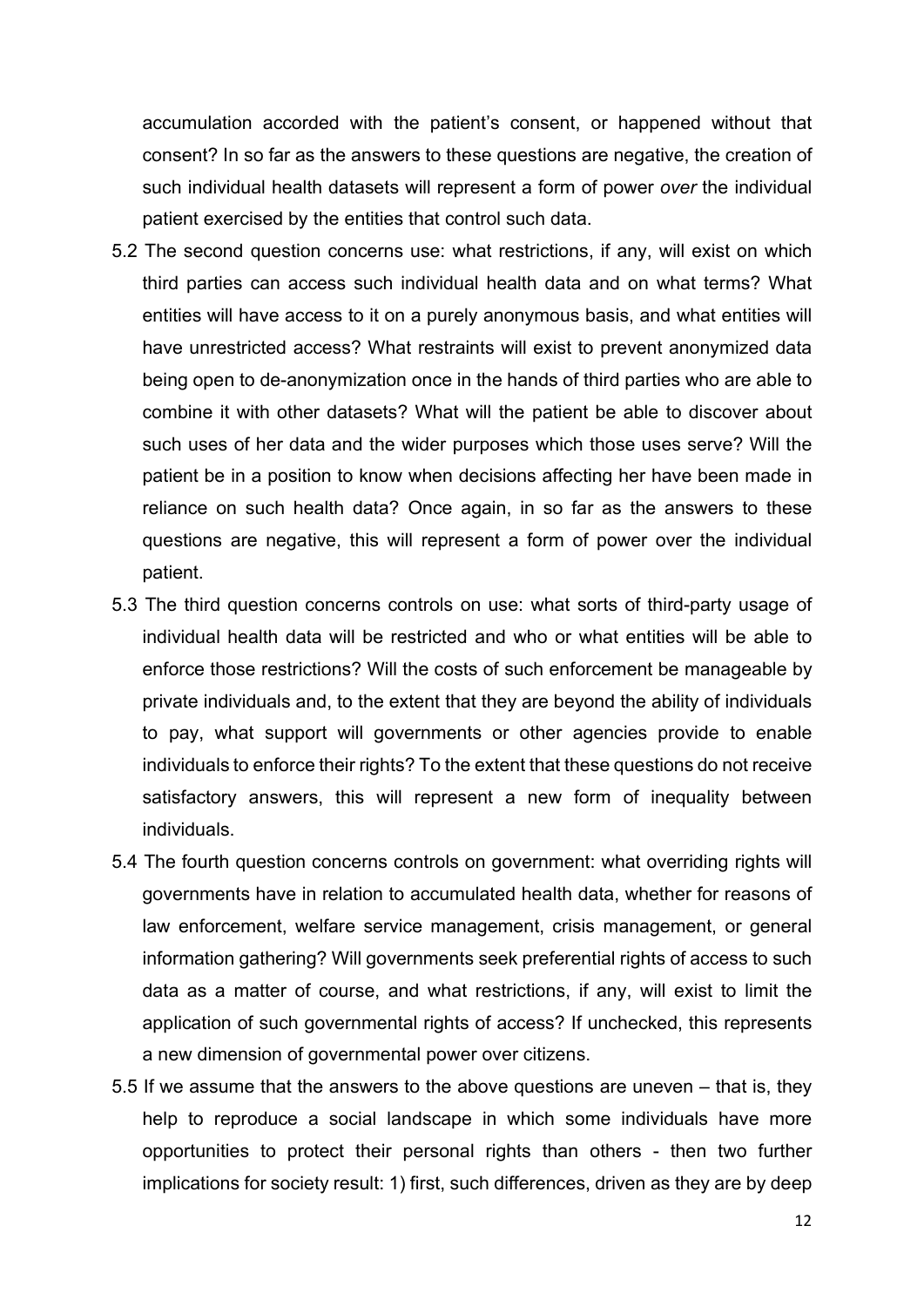accumulation accorded with the patient's consent, or happened without that consent? In so far as the answers to these questions are negative, the creation of such individual health datasets will represent a form of power *over* the individual patient exercised by the entities that control such data.

5.2 The second question concerns use: what restrictions, if any, will exist on which third parties can access such individual health data and on what terms? What entities will have access to it on a purely anonymous basis, and what entities will have unrestricted access? What restraints will exist to prevent anonymized data being open to de-anonymization once in the hands of third parties who are able to combine it with other datasets? What will the patient be able to discover about such uses of her data and the wider purposes which those uses serve? Will the patient be in a position to know when decisions affecting her have been made in reliance on such health data? Once again, in so far as the answers to these questions are negative, this will represent a form of power over the individual patient.

5.3 The third question concerns controls on use: what sorts of third-party usage of individual health data will be restricted and who or what entities will be able to enforce those restrictions? Will the costs of such enforcement be manageable by private individuals and, to the extent that they are beyond the ability of individuals to pay, what support will governments or other agencies provide to enable individuals to enforce their rights? To the extent that these questions do not receive satisfactory answers, this will represent a new form of inequality between individuals.

5.4 The fourth question concerns controls on government: what overriding rights will governments have in relation to accumulated health data, whether for reasons of law enforcement, welfare service management, crisis management, or general information gathering? Will governments seek preferential rights of access to such data as a matter of course, and what restrictions, if any, will exist to limit the application of such governmental rights of access? If unchecked, this represents a new dimension of governmental power over citizens.

5.5 If we assume that the answers to the above questions are uneven – that is, they help to reproduce a social landscape in which some individuals have more opportunities to protect their personal rights than others - then two further implications for society result: 1) first, such differences, driven as they are by deep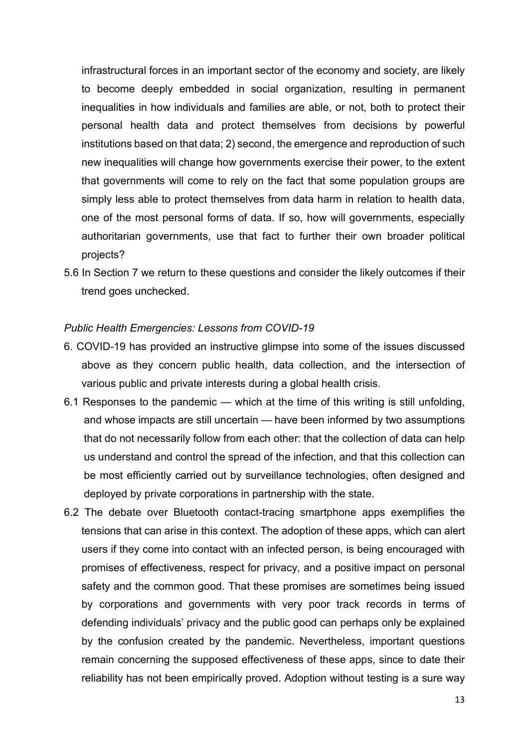infrastructural forces in an important sector of the economy and society, are likely to become deeply embedded in social organization, resulting in permanent inequalities in how individuals and families are able, or not, both to protect their personal health data and protect themselves from decisions by powerful institutions based on that data; 2) second, the emergence and reproduction of such new inequalities will change how governments exercise their power, to the extent that governments will come to rely on the fact that some population groups are simply less able to protect themselves from data harm in relation to health data, one of the most personal forms of data. If so, how will governments, especially authoritarian governments, use that fact to further their own broader political projects?

5.6 In Section 7 we return to these questions and consider the likely outcomes if their trend goes unchecked.

*Public Health Emergencies: Lessons from COVID-19*

6. COVID-19 has provided an instructive glimpse into some of the issues discussed above as they concern public health, data collection, and the intersection of various public and private interests during a global health crisis.

6.1 Responses to the pandemic — which at the time of this writing is still unfolding, and whose impacts are still uncertain — have been informed by two assumptions that do not necessarily follow from each other: that the collection of data can help us understand and control the spread of the infection, and that this collection can be most efficiently carried out by surveillance technologies, often designed and deployed by private corporations in partnership with the state.

6.2 The debate over Bluetooth contact-tracing smartphone apps exemplifies the tensions that can arise in this context. The adoption of these apps, which can alert users if they come into contact with an infected person, is being encouraged with promises of effectiveness, respect for privacy, and a positive impact on personal safety and the common good. That these promises are sometimes being issued by corporations and governments with very poor track records in terms of defending individuals' privacy and the public good can perhaps only be explained by the confusion created by the pandemic. Nevertheless, important questions remain concerning the supposed effectiveness of these apps, since to date their reliability has not been empirically proved. Adoption without testing is a sure way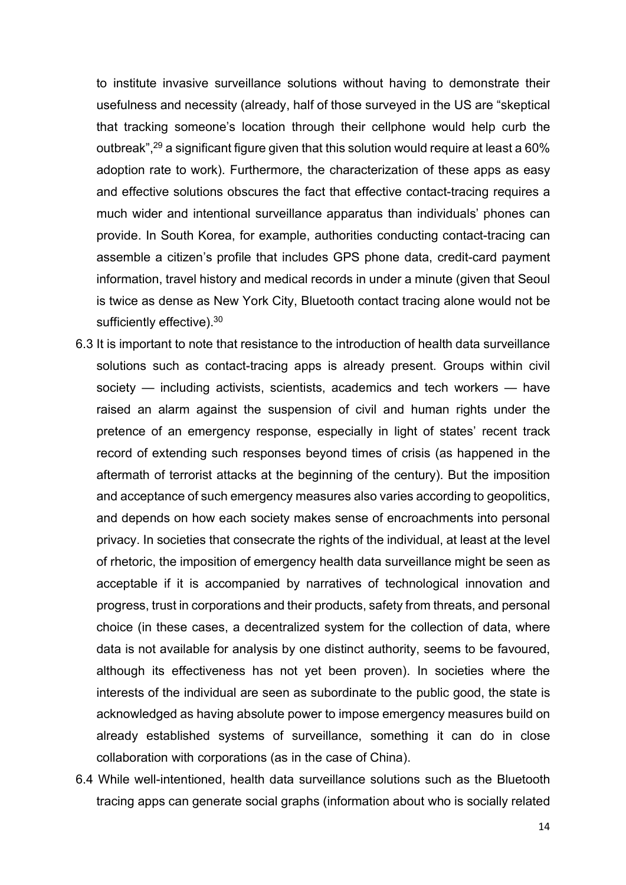to institute invasive surveillance solutions without having to demonstrate their usefulness and necessity (already, half of those surveyed in the US are "skeptical that tracking someone's location through their cellphone would help curb the outbreak",[29] a significant figure given that this solution would require at least a 60% adoption rate to work). Furthermore, the characterization of these apps as easy and effective solutions obscures the fact that effective contact-tracing requires a much wider and intentional surveillance apparatus than individuals' phones can provide. In South Korea, for example, authorities conducting contact-tracing can assemble a citizen's profile that includes GPS phone data, credit-card payment information, travel history and medical records in under a minute (given that Seoul is twice as dense as New York City, Bluetooth contact tracing alone would not be sufficiently effective).[30]

6.3 It is important to note that resistance to the introduction of health data surveillance solutions such as contact-tracing apps is already present. Groups within civil society — including activists, scientists, academics and tech workers — have raised an alarm against the suspension of civil and human rights under the pretence of an emergency response, especially in light of states' recent track record of extending such responses beyond times of crisis (as happened in the aftermath of terrorist attacks at the beginning of the century). But the imposition and acceptance of such emergency measures also varies according to geopolitics, and depends on how each society makes sense of encroachments into personal privacy. In societies that consecrate the rights of the individual, at least at the level of rhetoric, the imposition of emergency health data surveillance might be seen as acceptable if it is accompanied by narratives of technological innovation and progress, trust in corporations and their products, safety from threats, and personal choice (in these cases, a decentralized system for the collection of data, where data is not available for analysis by one distinct authority, seems to be favoured, although its effectiveness has not yet been proven). In societies where the interests of the individual are seen as subordinate to the public good, the state is acknowledged as having absolute power to impose emergency measures build on already established systems of surveillance, something it can do in close collaboration with corporations (as in the case of China).

6.4 While well-intentioned, health data surveillance solutions such as the Bluetooth tracing apps can generate social graphs (information about who is socially related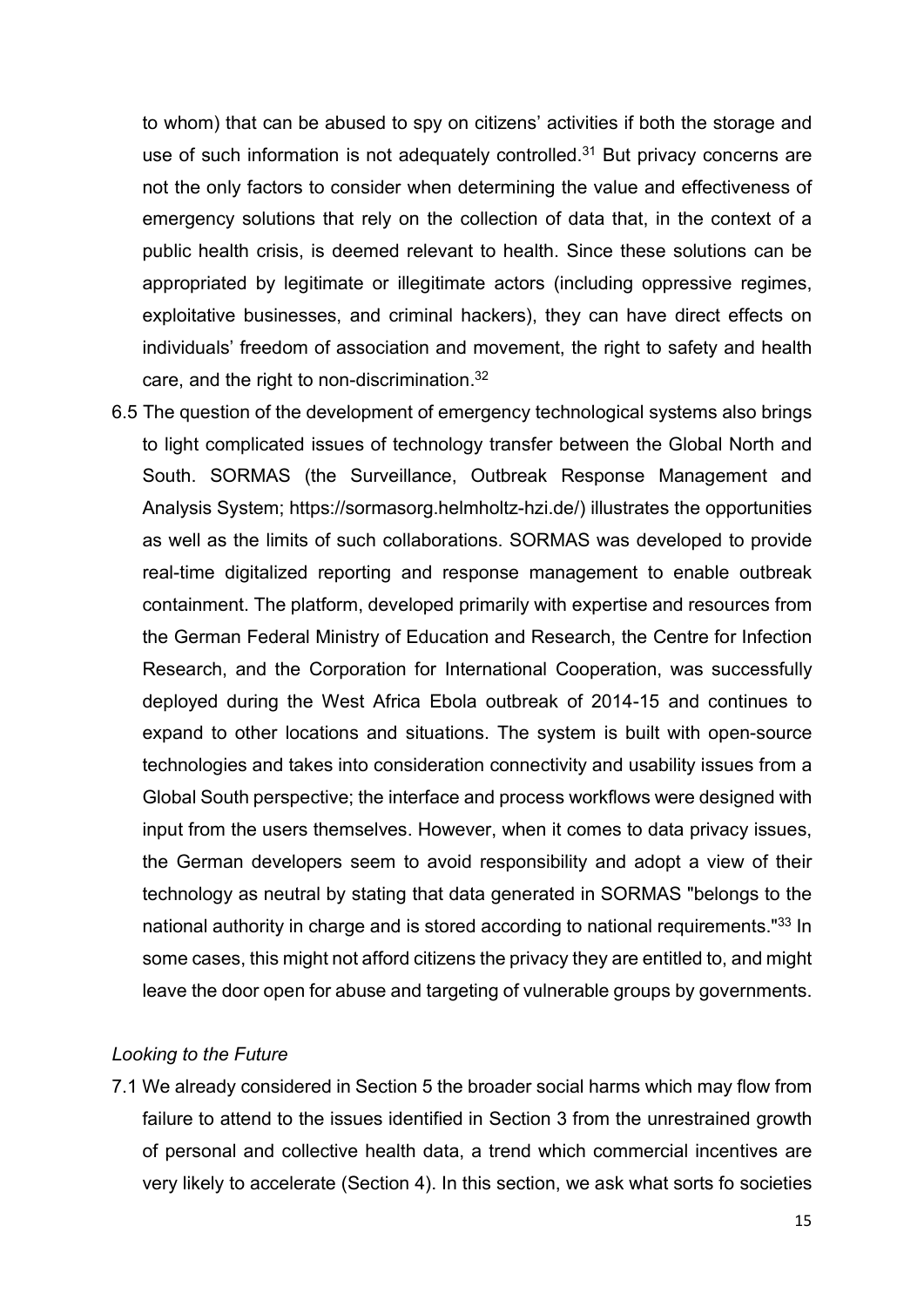to whom) that can be abused to spy on citizens' activities if both the storage and use of such information is not adequately controlled.[31] But privacy concerns are not the only factors to consider when determining the value and effectiveness of emergency solutions that rely on the collection of data that, in the context of a public health crisis, is deemed relevant to health. Since these solutions can be appropriated by legitimate or illegitimate actors (including oppressive regimes, exploitative businesses, and criminal hackers), they can have direct effects on individuals' freedom of association and movement, the right to safety and health care, and the right to non-discrimination.[32]

6.5 The question of the development of emergency technological systems also brings to light complicated issues of technology transfer between the Global North and South. SORMAS (the Surveillance, Outbreak Response Management and Analysis System; https://sormasorg.helmholtz-hzi.de/) illustrates the opportunities as well as the limits of such collaborations. SORMAS was developed to provide real-time digitalized reporting and response management to enable outbreak containment. The platform, developed primarily with expertise and resources from the German Federal Ministry of Education and Research, the Centre for Infection Research, and the Corporation for International Cooperation, was successfully deployed during the West Africa Ebola outbreak of 2014-15 and continues to expand to other locations and situations. The system is built with open-source technologies and takes into consideration connectivity and usability issues from a Global South perspective; the interface and process workflows were designed with input from the users themselves. However, when it comes to data privacy issues, the German developers seem to avoid responsibility and adopt a view of their technology as neutral by stating that data generated in SORMAS "belongs to the national authority in charge and is stored according to national requirements."[33] In some cases, this might not afford citizens the privacy they are entitled to, and might leave the door open for abuse and targeting of vulnerable groups by governments.

*Looking to the Future*

7.1 We already considered in Section 5 the broader social harms which may flow from failure to attend to the issues identified in Section 3 from the unrestrained growth of personal and collective health data, a trend which commercial incentives are very likely to accelerate (Section 4). In this section, we ask what sorts fo societies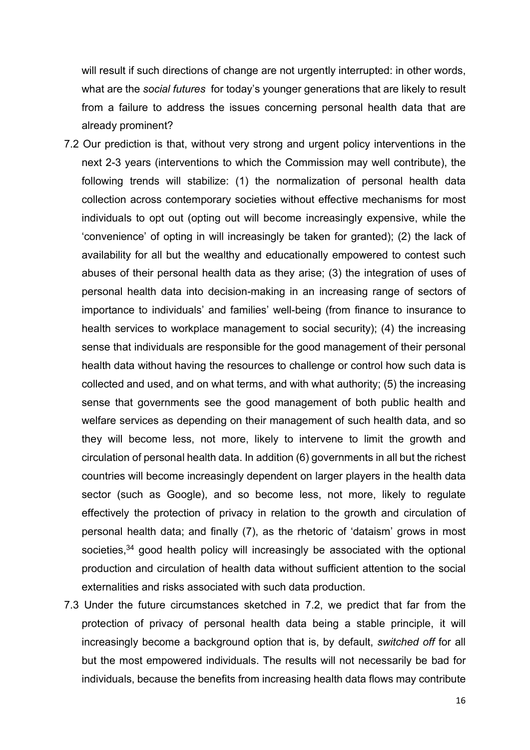will result if such directions of change are not urgently interrupted: in other words, what are the *social futures* for today's younger generations that are likely to result from a failure to address the issues concerning personal health data that are already prominent?

7.2 Our prediction is that, without very strong and urgent policy interventions in the next 2-3 years (interventions to which the Commission may well contribute), the following trends will stabilize: (1) the normalization of personal health data collection across contemporary societies without effective mechanisms for most individuals to opt out (opting out will become increasingly expensive, while the 'convenience' of opting in will increasingly be taken for granted); (2) the lack of availability for all but the wealthy and educationally empowered to contest such abuses of their personal health data as they arise; (3) the integration of uses of personal health data into decision-making in an increasing range of sectors of importance to individuals' and families' well-being (from finance to insurance to health services to workplace management to social security); (4) the increasing sense that individuals are responsible for the good management of their personal health data without having the resources to challenge or control how such data is collected and used, and on what terms, and with what authority; (5) the increasing sense that governments see the good management of both public health and welfare services as depending on their management of such health data, and so they will become less, not more, likely to intervene to limit the growth and circulation of personal health data. In addition (6) governments in all but the richest countries will become increasingly dependent on larger players in the health data sector (such as Google), and so become less, not more, likely to regulate effectively the protection of privacy in relation to the growth and circulation of personal health data; and finally (7), as the rhetoric of 'dataism' grows in most societies,[34] good health policy will increasingly be associated with the optional production and circulation of health data without sufficient attention to the social externalities and risks associated with such data production.

7.3 Under the future circumstances sketched in 7.2, we predict that far from the protection of privacy of personal health data being a stable principle, it will increasingly become a background option that is, by default, *switched off* for all but the most empowered individuals. The results will not necessarily be bad for individuals, because the benefits from increasing health data flows may contribute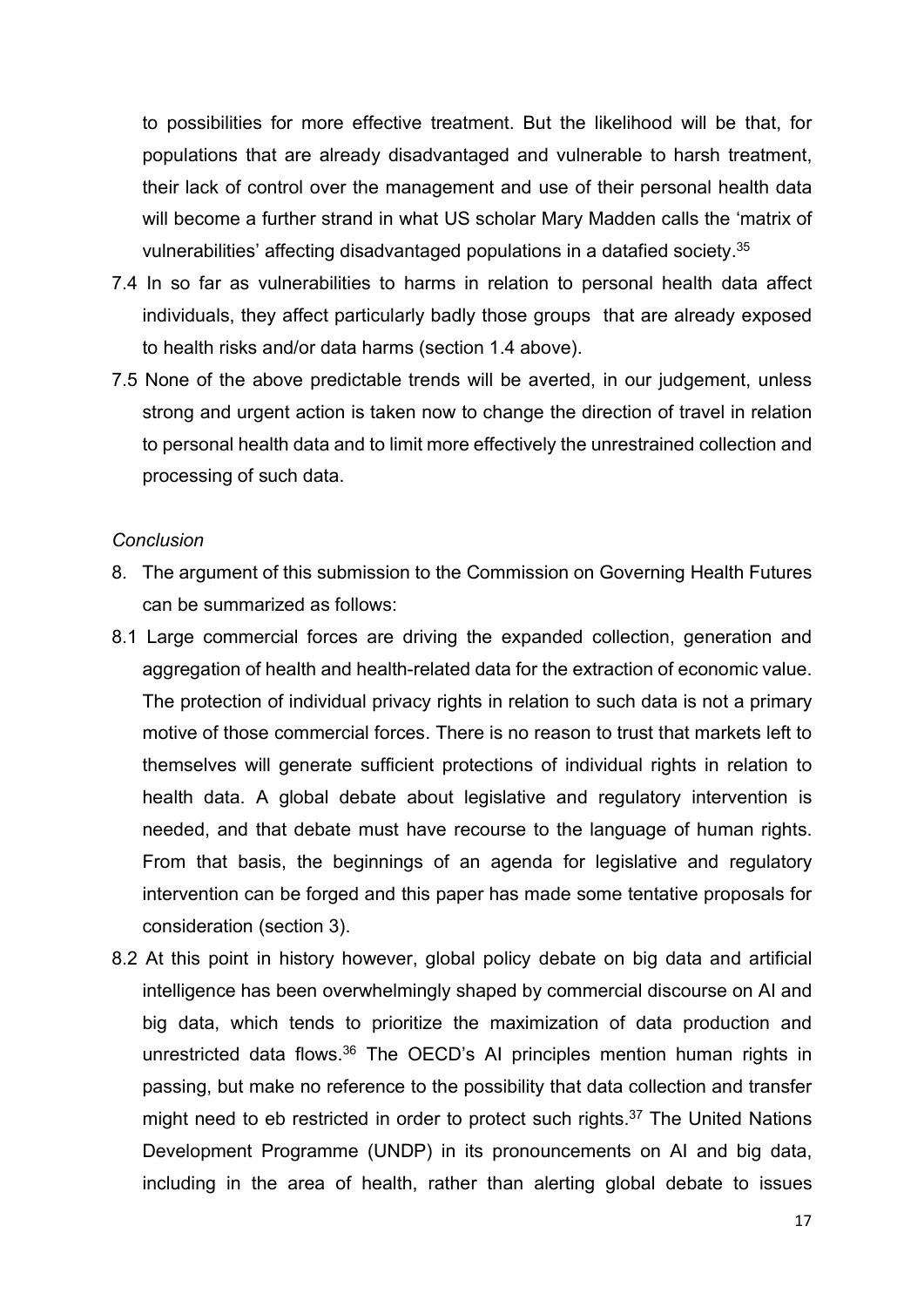to possibilities for more effective treatment. But the likelihood will be that, for populations that are already disadvantaged and vulnerable to harsh treatment, their lack of control over the management and use of their personal health data will become a further strand in what US scholar Mary Madden calls the 'matrix of vulnerabilities' affecting disadvantaged populations in a datafied society.[35]

7.4 In so far as vulnerabilities to harms in relation to personal health data affect individuals, they affect particularly badly those groups that are already exposed to health risks and/or data harms (section 1.4 above).

7.5 None of the above predictable trends will be averted, in our judgement, unless strong and urgent action is taken now to change the direction of travel in relation to personal health data and to limit more effectively the unrestrained collection and processing of such data.

*Conclusion*

8. The argument of this submission to the Commission on Governing Health Futures can be summarized as follows:

8.1 Large commercial forces are driving the expanded collection, generation and aggregation of health and health-related data for the extraction of economic value. The protection of individual privacy rights in relation to such data is not a primary motive of those commercial forces. There is no reason to trust that markets left to themselves will generate sufficient protections of individual rights in relation to health data. A global debate about legislative and regulatory intervention is needed, and that debate must have recourse to the language of human rights. From that basis, the beginnings of an agenda for legislative and regulatory intervention can be forged and this paper has made some tentative proposals for consideration (section 3).

8.2 At this point in history however, global policy debate on big data and artificial intelligence has been overwhelmingly shaped by commercial discourse on AI and big data, which tends to prioritize the maximization of data production and unrestricted data flows.[36] The OECD's AI principles mention human rights in passing, but make no reference to the possibility that data collection and transfer might need to eb restricted in order to protect such rights.[37] The United Nations Development Programme (UNDP) in its pronouncements on AI and big data, including in the area of health, rather than alerting global debate to issues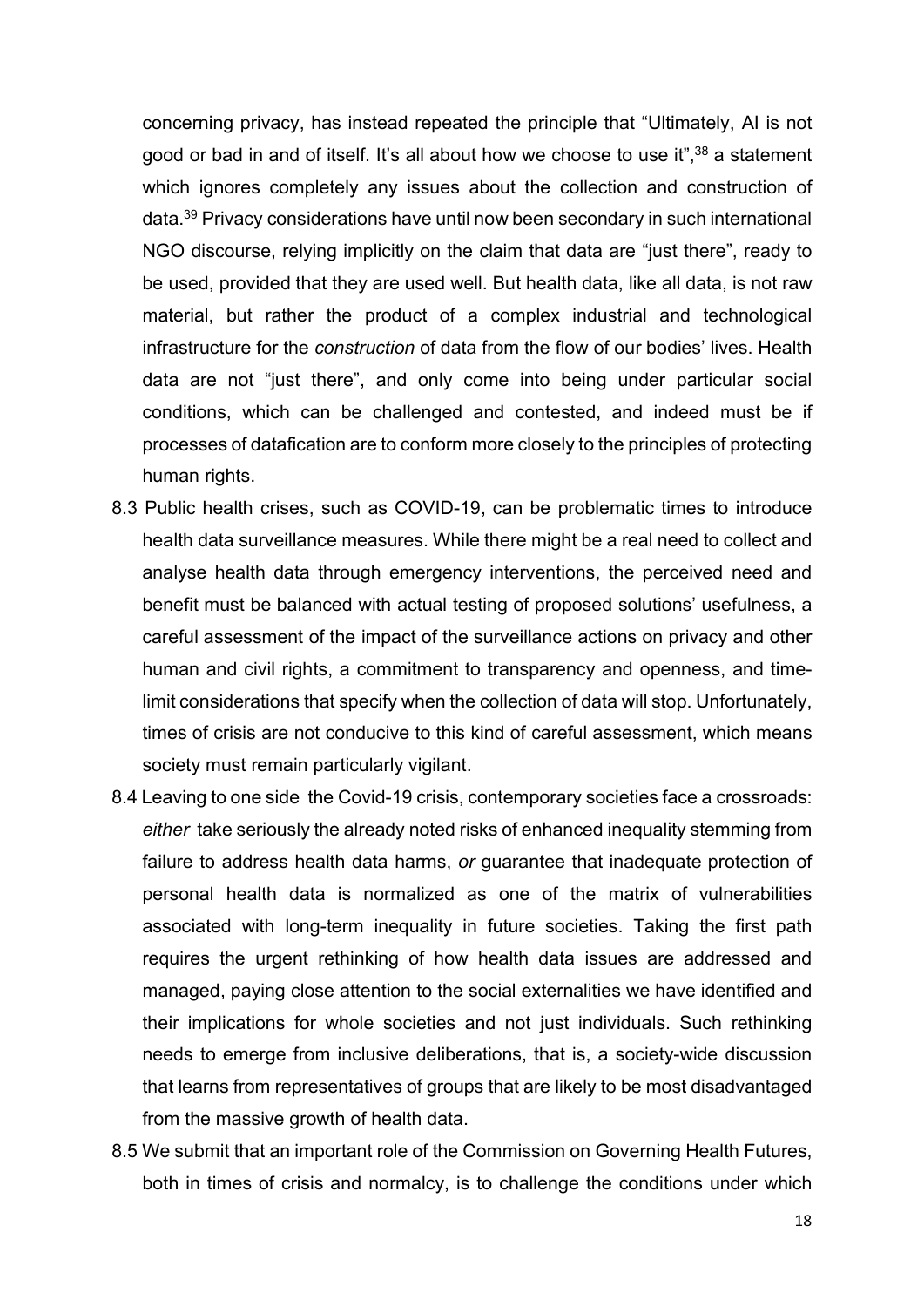concerning privacy, has instead repeated the principle that "Ultimately, AI is not good or bad in and of itself. It's all about how we choose to use it",[38] a statement which ignores completely any issues about the collection and construction of data.[39] Privacy considerations have until now been secondary in such international NGO discourse, relying implicitly on the claim that data are "just there", ready to be used, provided that they are used well. But health data, like all data, is not raw material, but rather the product of a complex industrial and technological infrastructure for the *construction* of data from the flow of our bodies' lives. Health data are not "just there", and only come into being under particular social conditions, which can be challenged and contested, and indeed must be if processes of datafication are to conform more closely to the principles of protecting human rights.

8.3 Public health crises, such as COVID-19, can be problematic times to introduce health data surveillance measures. While there might be a real need to collect and analyse health data through emergency interventions, the perceived need and benefit must be balanced with actual testing of proposed solutions' usefulness, a careful assessment of the impact of the surveillance actions on privacy and other human and civil rights, a commitment to transparency and openness, and time-limit considerations that specify when the collection of data will stop. Unfortunately, times of crisis are not conducive to this kind of careful assessment, which means society must remain particularly vigilant.

8.4 Leaving to one side the Covid-19 crisis, contemporary societies face a crossroads: *either* take seriously the already noted risks of enhanced inequality stemming from failure to address health data harms, *or* guarantee that inadequate protection of personal health data is normalized as one of the matrix of vulnerabilities associated with long-term inequality in future societies. Taking the first path requires the urgent rethinking of how health data issues are addressed and managed, paying close attention to the social externalities we have identified and their implications for whole societies and not just individuals. Such rethinking needs to emerge from inclusive deliberations, that is, a society-wide discussion that learns from representatives of groups that are likely to be most disadvantaged from the massive growth of health data.

8.5 We submit that an important role of the Commission on Governing Health Futures, both in times of crisis and normalcy, is to challenge the conditions under which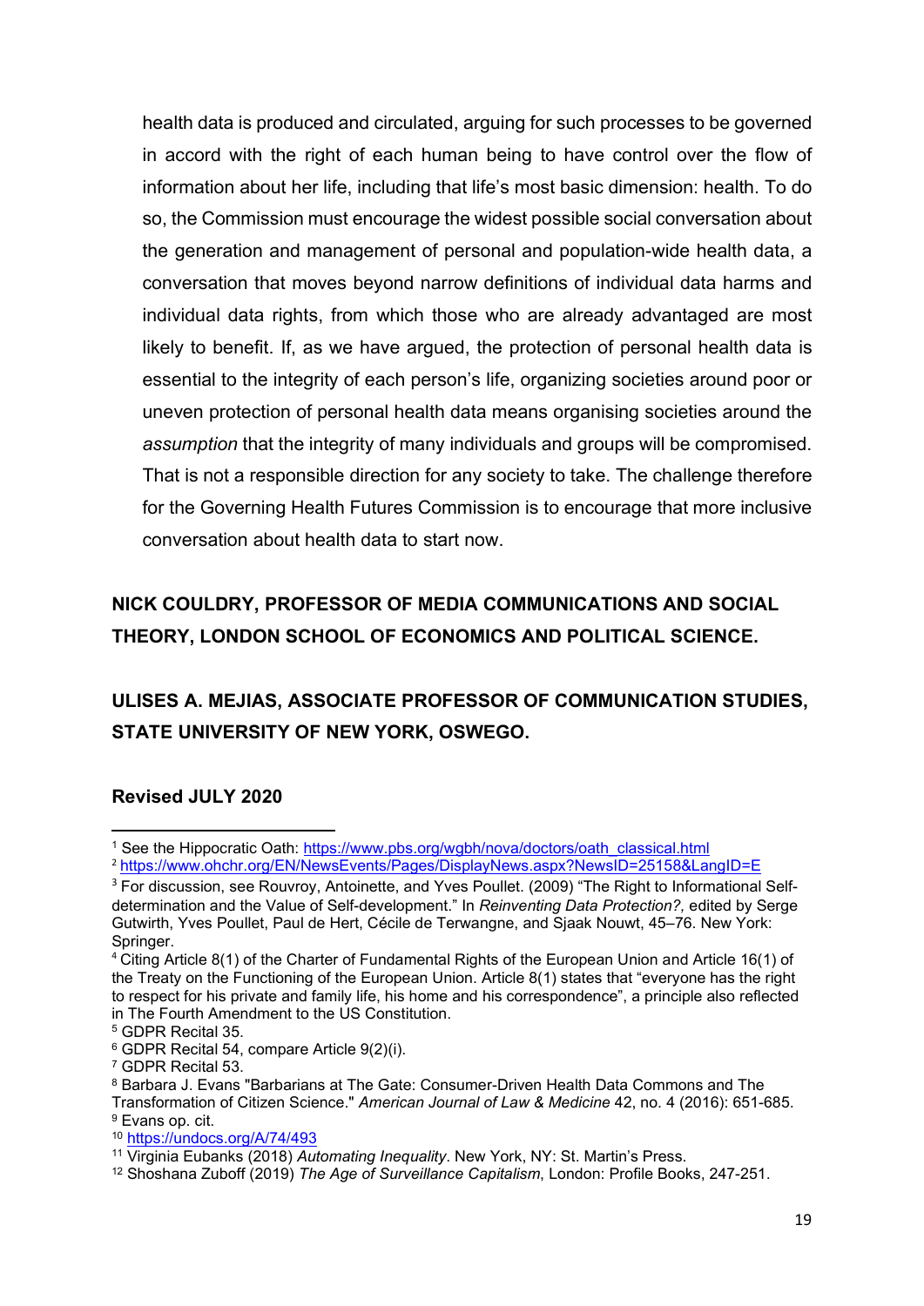health data is produced and circulated, arguing for such processes to be governed in accord with the right of each human being to have control over the flow of information about her life, including that life's most basic dimension: health. To do so, the Commission must encourage the widest possible social conversation about the generation and management of personal and population-wide health data, a conversation that moves beyond narrow definitions of individual data harms and individual data rights, from which those who are already advantaged are most likely to benefit. If, as we have argued, the protection of personal health data is essential to the integrity of each person's life, organizing societies around poor or uneven protection of personal health data means organising societies around the *assumption* that the integrity of many individuals and groups will be compromised. That is not a responsible direction for any society to take. The challenge therefore for the Governing Health Futures Commission is to encourage that more inclusive conversation about health data to start now.

**NICK COULDRY, PROFESSOR OF MEDIA COMMUNICATIONS AND SOCIAL THEORY, LONDON SCHOOL OF ECONOMICS AND POLITICAL SCIENCE.**

**ULISES A. MEJIAS, ASSOCIATE PROFESSOR OF COMMUNICATION STUDIES, STATE UNIVERSITY OF NEW YORK, OSWEGO.**

**Revised JULY 2020**

---

[1] See the Hippocratic Oath: https://www.pbs.org/wgbh/nova/doctors/oath_classical.html

[2] https://www.ohchr.org/EN/NewsEvents/Pages/DisplayNews.aspx?NewsID=25158&LangID=E

[3] For discussion, see Rouvroy, Antoinette, and Yves Poullet. (2009) "The Right to Informational Self-determination and the Value of Self-development." In *Reinventing Data Protection?,* edited by Serge Gutwirth, Yves Poullet, Paul de Hert, Cécile de Terwangne, and Sjaak Nouwt, 45–76. New York: Springer.

[4] Citing Article 8(1) of the Charter of Fundamental Rights of the European Union and Article 16(1) of the Treaty on the Functioning of the European Union. Article 8(1) states that "everyone has the right to respect for his private and family life, his home and his correspondence", a principle also reflected in The Fourth Amendment to the US Constitution.

[5] GDPR Recital 35.

[6] GDPR Recital 54, compare Article 9(2)(i).

[7] GDPR Recital 53.

[8] Barbara J. Evans "Barbarians at The Gate: Consumer-Driven Health Data Commons and The Transformation of Citizen Science." *American Journal of Law & Medicine* 42, no. 4 (2016): 651-685.

[9] Evans op. cit.

[10] https://undocs.org/A/74/493

[11] Virginia Eubanks (2018) *Automating Inequality*. New York, NY: St. Martin's Press.

[12] Shoshana Zuboff (2019) *The Age of Surveillance Capitalism*, London: Profile Books, 247-251.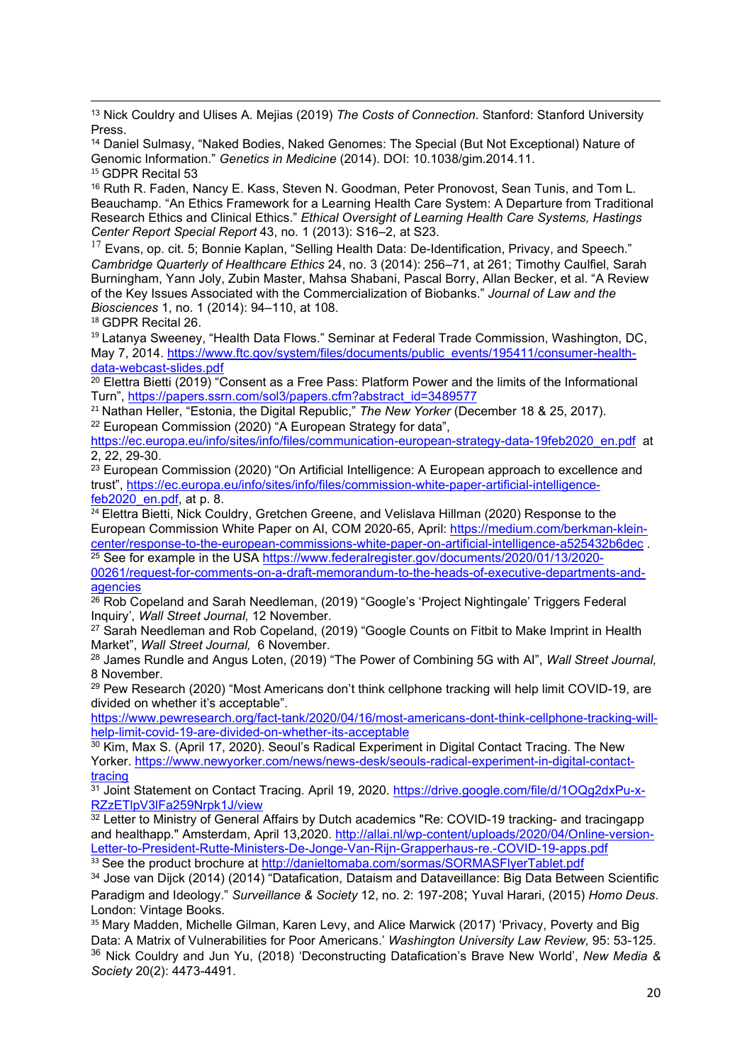[13] Nick Couldry and Ulises A. Mejias (2019) *The Costs of Connection*. Stanford: Stanford University Press.

[14] Daniel Sulmasy, "Naked Bodies, Naked Genomes: The Special (But Not Exceptional) Nature of Genomic Information." *Genetics in Medicine* (2014). DOI: 10.1038/gim.2014.11.

[15] GDPR Recital 53

[16] Ruth R. Faden, Nancy E. Kass, Steven N. Goodman, Peter Pronovost, Sean Tunis, and Tom L. Beauchamp. "An Ethics Framework for a Learning Health Care System: A Departure from Traditional Research Ethics and Clinical Ethics." *Ethical Oversight of Learning Health Care Systems, Hastings Center Report Special Report* 43, no. 1 (2013): S16–2, at S23.

[17] Evans, op. cit. 5; Bonnie Kaplan, "Selling Health Data: De-Identification, Privacy, and Speech." *Cambridge Quarterly of Healthcare Ethics* 24, no. 3 (2014): 256–71, at 261; Timothy Caulfiel, Sarah Burningham, Yann Joly, Zubin Master, Mahsa Shabani, Pascal Borry, Allan Becker, et al. "A Review of the Key Issues Associated with the Commercialization of Biobanks." *Journal of Law and the Biosciences* 1, no. 1 (2014): 94–110, at 108.

[18] GDPR Recital 26.

[19] Latanya Sweeney, "Health Data Flows." Seminar at Federal Trade Commission, Washington, DC, May 7, 2014. https://www.ftc.gov/system/files/documents/public_events/195411/consumer-health-data-webcast-slides.pdf

[20] Elettra Bietti (2019) "Consent as a Free Pass: Platform Power and the limits of the Informational Turn", https://papers.ssrn.com/sol3/papers.cfm?abstract_id=3489577

[21] Nathan Heller, "Estonia, the Digital Republic," *The New Yorker* (December 18 & 25, 2017).

[22] European Commission (2020) "A European Strategy for data", https://ec.europa.eu/info/sites/info/files/communication-european-strategy-data-19feb2020_en.pdf at 2, 22, 29-30.

[23] European Commission (2020) "On Artificial Intelligence: A European approach to excellence and trust", https://ec.europa.eu/info/sites/info/files/commission-white-paper-artificial-intelligence-feb2020_en.pdf, at p. 8.

[24] Elettra Bietti, Nick Couldry, Gretchen Greene, and Velislava Hillman (2020) Response to the European Commission White Paper on AI, COM 2020-65, April: https://medium.com/berkman-klein-center/response-to-the-european-commissions-white-paper-on-artificial-intelligence-a525432b6dec .

[25] See for example in the USA https://www.federalregister.gov/documents/2020/01/13/2020-00261/request-for-comments-on-a-draft-memorandum-to-the-heads-of-executive-departments-and-agencies

[26] Rob Copeland and Sarah Needleman, (2019) "Google's 'Project Nightingale' Triggers Federal Inquiry', *Wall Street Journal,* 12 November.

[27] Sarah Needleman and Rob Copeland, (2019) "Google Counts on Fitbit to Make Imprint in Health Market", *Wall Street Journal,* 6 November.

[28] James Rundle and Angus Loten, (2019) "The Power of Combining 5G with AI", *Wall Street Journal,* 8 November.

[29] Pew Research (2020) "Most Americans don't think cellphone tracking will help limit COVID-19, are divided on whether it's acceptable". https://www.pewresearch.org/fact-tank/2020/04/16/most-americans-dont-think-cellphone-tracking-will-help-limit-covid-19-are-divided-on-whether-its-acceptable

[30] Kim, Max S. (April 17, 2020). Seoul's Radical Experiment in Digital Contact Tracing. The New Yorker. https://www.newyorker.com/news/news-desk/seouls-radical-experiment-in-digital-contact-tracing

[31] Joint Statement on Contact Tracing. April 19, 2020. https://drive.google.com/file/d/1OQg2dxPu-x-RZzETlpV3lFa259Nrpk1J/view

[32] Letter to Ministry of General Affairs by Dutch academics "Re: COVID-19 tracking- and tracingapp and healthapp." Amsterdam, April 13,2020. http://allai.nl/wp-content/uploads/2020/04/Online-version-Letter-to-President-Rutte-Ministers-De-Jonge-Van-Rijn-Grapperhaus-re.-COVID-19-apps.pdf

[33] See the product brochure at http://danieltomaba.com/sormas/SORMASFlyerTablet.pdf

[34] Jose van Dijck (2014) (2014) "Datafication, Dataism and Dataveillance: Big Data Between Scientific Paradigm and Ideology." *Surveillance & Society* 12, no. 2: 197-208; Yuval Harari, (2015) *Homo Deus*. London: Vintage Books.

[35] Mary Madden, Michelle Gilman, Karen Levy, and Alice Marwick (2017) 'Privacy, Poverty and Big Data: A Matrix of Vulnerabilities for Poor Americans.' *Washington University Law Review,* 95: 53-125.

[36] Nick Couldry and Jun Yu, (2018) 'Deconstructing Datafication's Brave New World', *New Media & Society* 20(2): 4473-4491.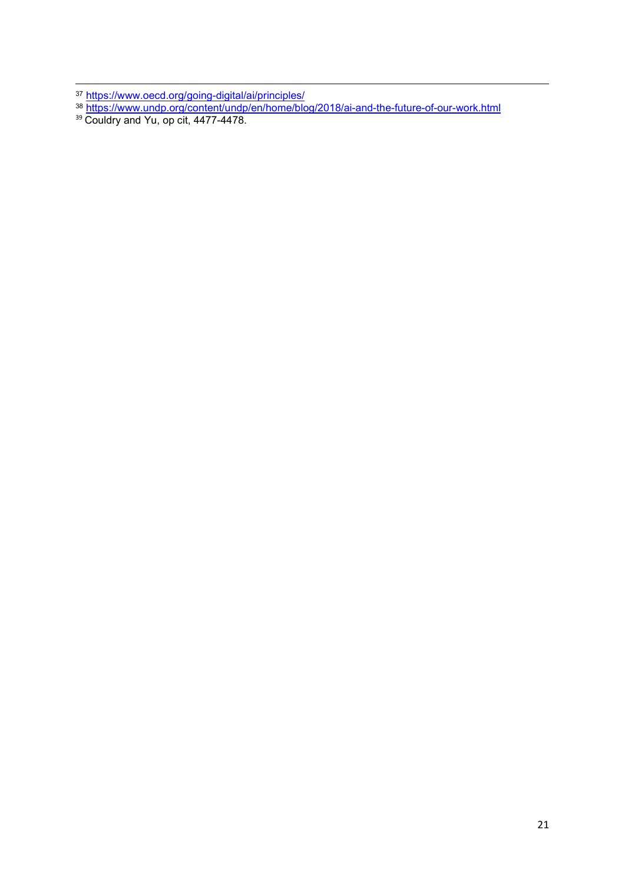[37] https://www.oecd.org/going-digital/ai/principles/

[38] https://www.undp.org/content/undp/en/home/blog/2018/ai-and-the-future-of-our-work.html

[39] Couldry and Yu, op cit, 4477-4478.